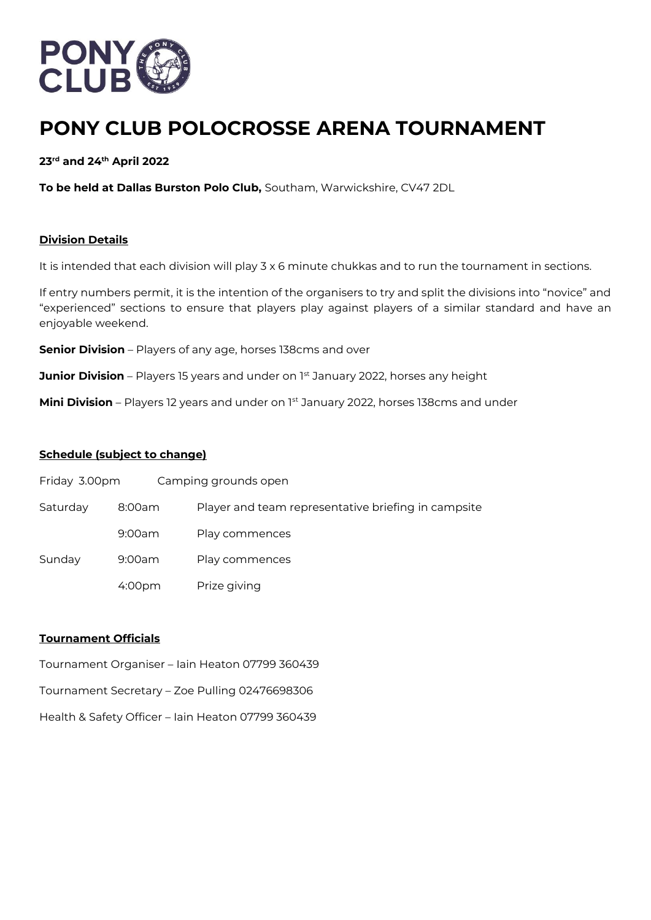# PONY CLUB POLOCROSSE ARENA TOURNAMENT

**23rd and 24th April 2022**

**To be held at Dallas Burston Polo Club,** Southam, Warwickshire, CV47 2DL

## Division Details

It is intended that each division will play 3 x 6 minute chukkas and to run the tournament in sections.

If entry numbers permit, it is the intention of the organisers to try and split the divisions into "novice" and "experienced" sections to ensure that players play against players of a similar standard and have an enjoyable weekend.

**Senior Division** – Players of any age, horses 138cms and over

**Junior Division** – Players 15 years and under on 1st January 2022, horses any height

**Mini Division** – Players 12 years and under on 1st January 2022, horses 138cms and under

## Schedule (subject to change)

| | | |
|---|---|---|
| Friday | 3.00pm | Camping grounds open |
| Saturday | 8:00am | Player and team representative briefing in campsite |
| | 9:00am | Play commences |
| Sunday | 9:00am | Play commences |
| | 4:00pm | Prize giving |

## Tournament Officials

Tournament Organiser – Iain Heaton 07799 360439

Tournament Secretary – Zoe Pulling 02476698306

Health & Safety Officer – Iain Heaton 07799 360439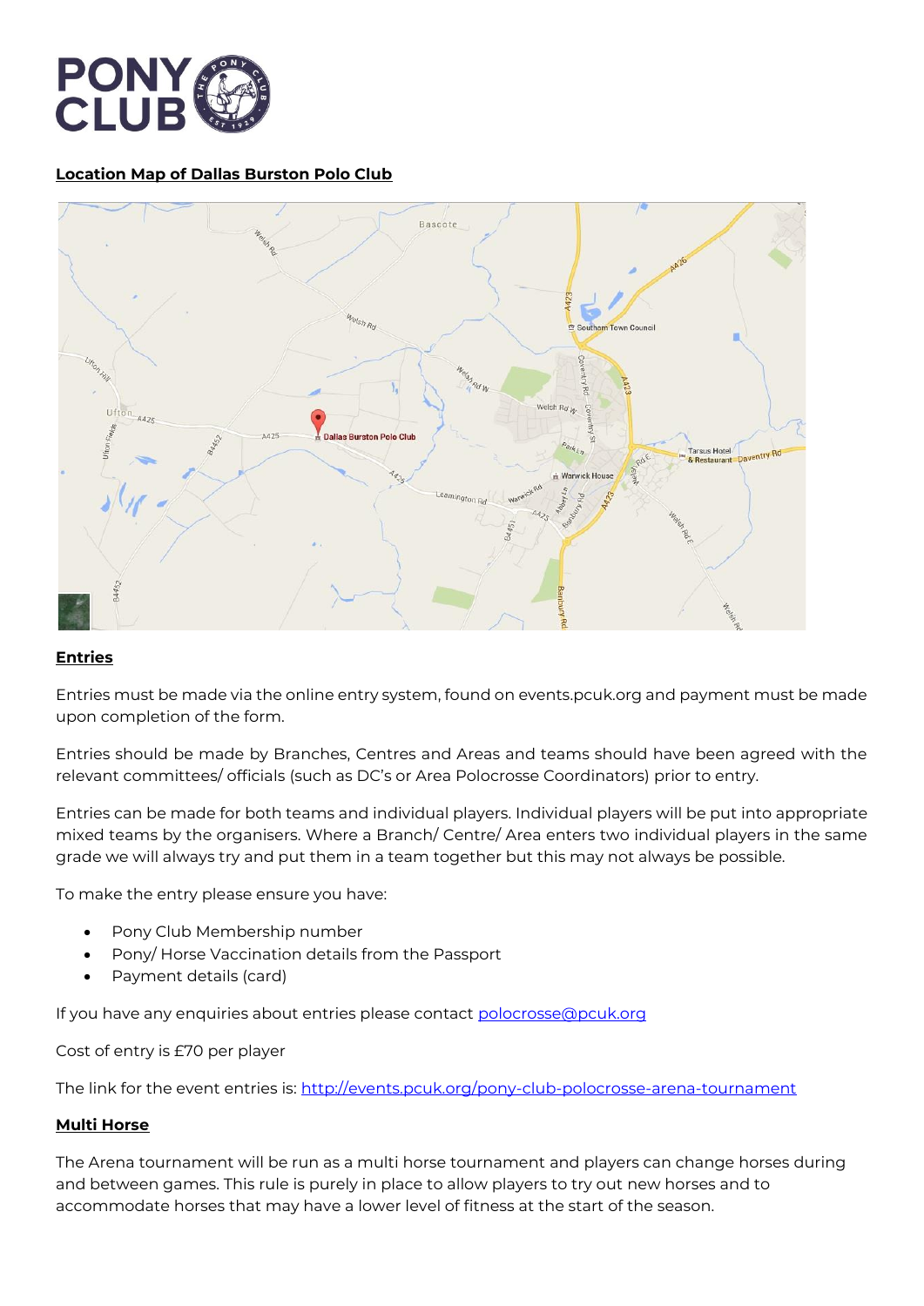## Location Map of Dallas Burston Polo Club

## Entries

Entries must be made via the online entry system, found on events.pcuk.org and payment must be made upon completion of the form.

Entries should be made by Branches, Centres and Areas and teams should have been agreed with the relevant committees/ officials (such as DC's or Area Polocrosse Coordinators) prior to entry.

Entries can be made for both teams and individual players. Individual players will be put into appropriate mixed teams by the organisers. Where a Branch/ Centre/ Area enters two individual players in the same grade we will always try and put them in a team together but this may not always be possible.

To make the entry please ensure you have:

- Pony Club Membership number
- Pony/ Horse Vaccination details from the Passport
- Payment details (card)

If you have any enquiries about entries please contact polocrosse@pcuk.org

Cost of entry is £70 per player

The link for the event entries is: http://events.pcuk.org/pony-club-polocrosse-arena-tournament

## Multi Horse

The Arena tournament will be run as a multi horse tournament and players can change horses during and between games. This rule is purely in place to allow players to try out new horses and to accommodate horses that may have a lower level of fitness at the start of the season.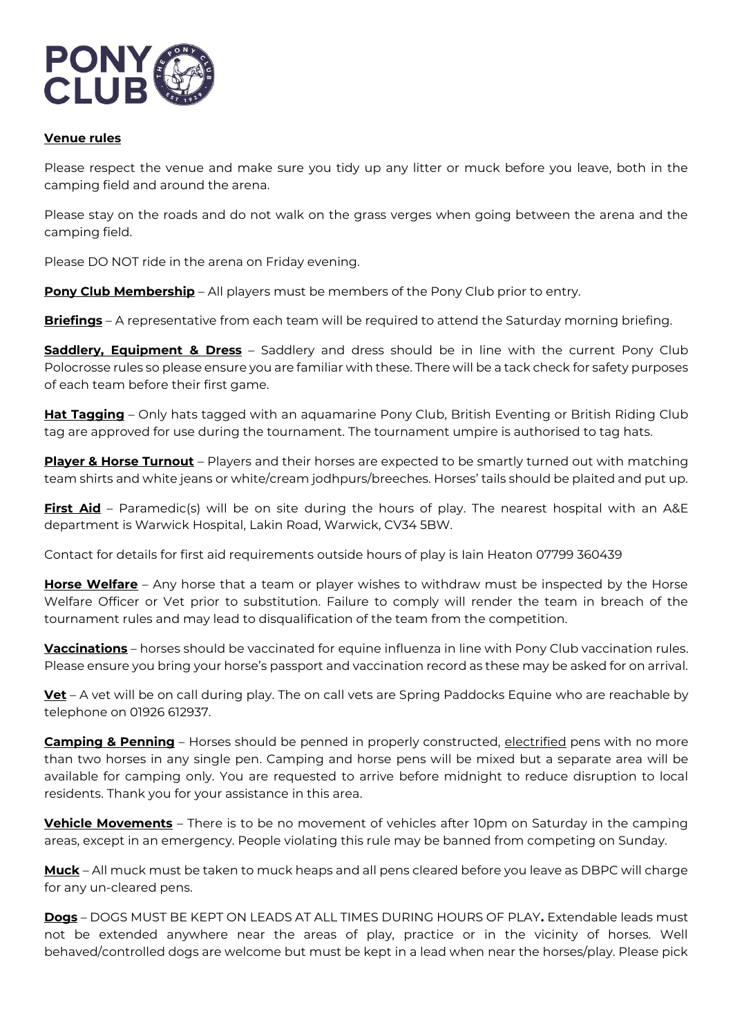**Venue rules**

Please respect the venue and make sure you tidy up any litter or muck before you leave, both in the camping field and around the arena.

Please stay on the roads and do not walk on the grass verges when going between the arena and the camping field.

Please DO NOT ride in the arena on Friday evening.

**Pony Club Membership** – All players must be members of the Pony Club prior to entry.

**Briefings** – A representative from each team will be required to attend the Saturday morning briefing.

**Saddlery, Equipment & Dress** – Saddlery and dress should be in line with the current Pony Club Polocrosse rules so please ensure you are familiar with these. There will be a tack check for safety purposes of each team before their first game.

**Hat Tagging** – Only hats tagged with an aquamarine Pony Club, British Eventing or British Riding Club tag are approved for use during the tournament. The tournament umpire is authorised to tag hats.

**Player & Horse Turnout** – Players and their horses are expected to be smartly turned out with matching team shirts and white jeans or white/cream jodhpurs/breeches. Horses' tails should be plaited and put up.

**First Aid** – Paramedic(s) will be on site during the hours of play. The nearest hospital with an A&E department is Warwick Hospital, Lakin Road, Warwick, CV34 5BW.

Contact for details for first aid requirements outside hours of play is Iain Heaton 07799 360439

**Horse Welfare** – Any horse that a team or player wishes to withdraw must be inspected by the Horse Welfare Officer or Vet prior to substitution. Failure to comply will render the team in breach of the tournament rules and may lead to disqualification of the team from the competition.

**Vaccinations** – horses should be vaccinated for equine influenza in line with Pony Club vaccination rules. Please ensure you bring your horse's passport and vaccination record as these may be asked for on arrival.

**Vet** – A vet will be on call during play. The on call vets are Spring Paddocks Equine who are reachable by telephone on 01926 612937.

**Camping & Penning** – Horses should be penned in properly constructed, electrified pens with no more than two horses in any single pen. Camping and horse pens will be mixed but a separate area will be available for camping only. You are requested to arrive before midnight to reduce disruption to local residents. Thank you for your assistance in this area.

**Vehicle Movements** – There is to be no movement of vehicles after 10pm on Saturday in the camping areas, except in an emergency. People violating this rule may be banned from competing on Sunday.

**Muck** – All muck must be taken to muck heaps and all pens cleared before you leave as DBPC will charge for any un-cleared pens.

**Dogs** – DOGS MUST BE KEPT ON LEADS AT ALL TIMES DURING HOURS OF PLAY**.** Extendable leads must not be extended anywhere near the areas of play, practice or in the vicinity of horses. Well behaved/controlled dogs are welcome but must be kept in a lead when near the horses/play. Please pick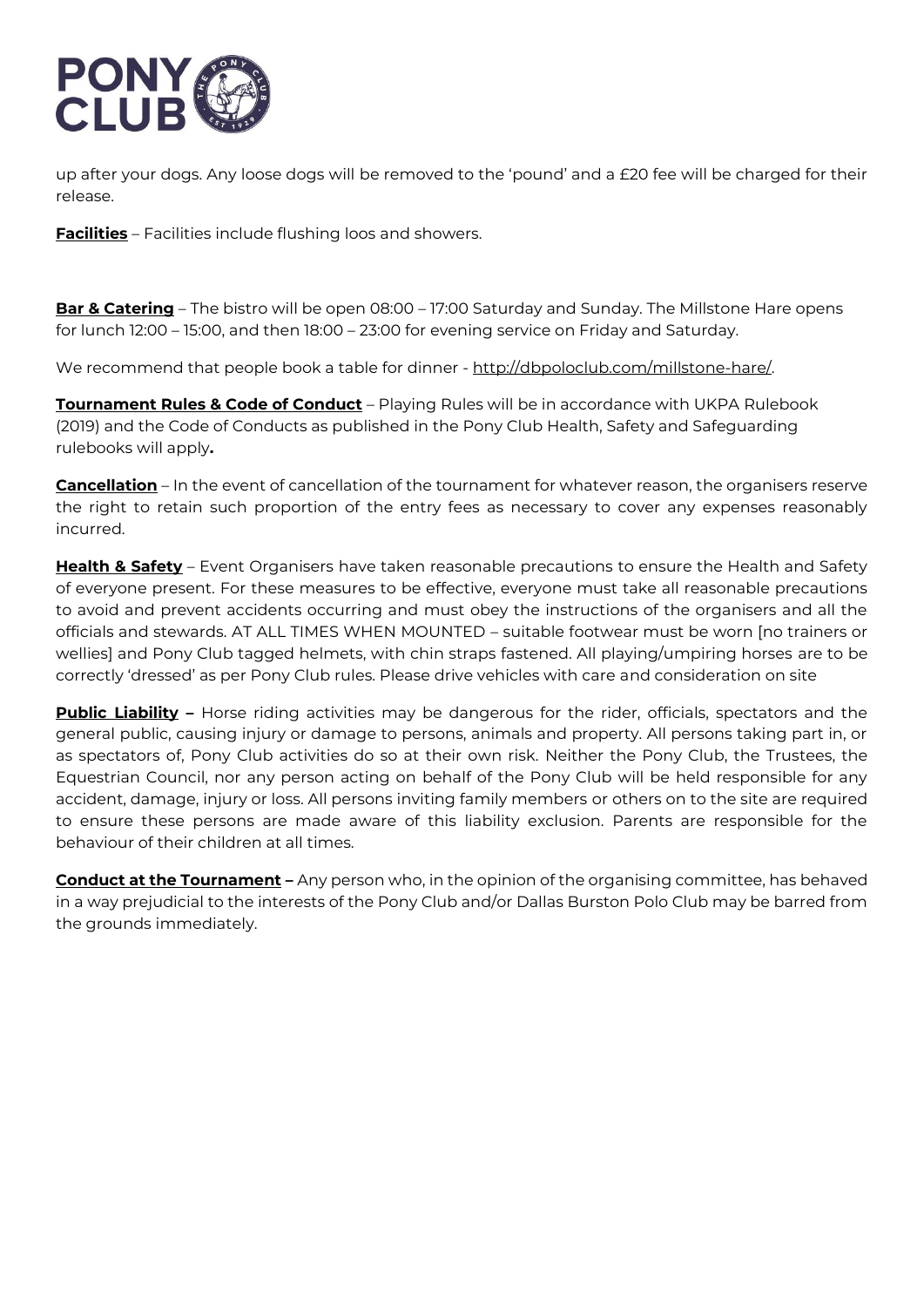up after your dogs. Any loose dogs will be removed to the 'pound' and a £20 fee will be charged for their release.

**Facilities** – Facilities include flushing loos and showers.

**Bar & Catering** – The bistro will be open 08:00 – 17:00 Saturday and Sunday. The Millstone Hare opens for lunch 12:00 – 15:00, and then 18:00 – 23:00 for evening service on Friday and Saturday.

We recommend that people book a table for dinner - http://dbpoloclub.com/millstone-hare/.

**Tournament Rules & Code of Conduct** – Playing Rules will be in accordance with UKPA Rulebook (2019) and the Code of Conducts as published in the Pony Club Health, Safety and Safeguarding rulebooks will apply**.**

**Cancellation** – In the event of cancellation of the tournament for whatever reason, the organisers reserve the right to retain such proportion of the entry fees as necessary to cover any expenses reasonably incurred.

**Health & Safety** – Event Organisers have taken reasonable precautions to ensure the Health and Safety of everyone present. For these measures to be effective, everyone must take all reasonable precautions to avoid and prevent accidents occurring and must obey the instructions of the organisers and all the officials and stewards. AT ALL TIMES WHEN MOUNTED – suitable footwear must be worn [no trainers or wellies] and Pony Club tagged helmets, with chin straps fastened. All playing/umpiring horses are to be correctly 'dressed' as per Pony Club rules. Please drive vehicles with care and consideration on site

**Public Liability –** Horse riding activities may be dangerous for the rider, officials, spectators and the general public, causing injury or damage to persons, animals and property. All persons taking part in, or as spectators of, Pony Club activities do so at their own risk. Neither the Pony Club, the Trustees, the Equestrian Council, nor any person acting on behalf of the Pony Club will be held responsible for any accident, damage, injury or loss. All persons inviting family members or others on to the site are required to ensure these persons are made aware of this liability exclusion. Parents are responsible for the behaviour of their children at all times.

**Conduct at the Tournament –** Any person who, in the opinion of the organising committee, has behaved in a way prejudicial to the interests of the Pony Club and/or Dallas Burston Polo Club may be barred from the grounds immediately.